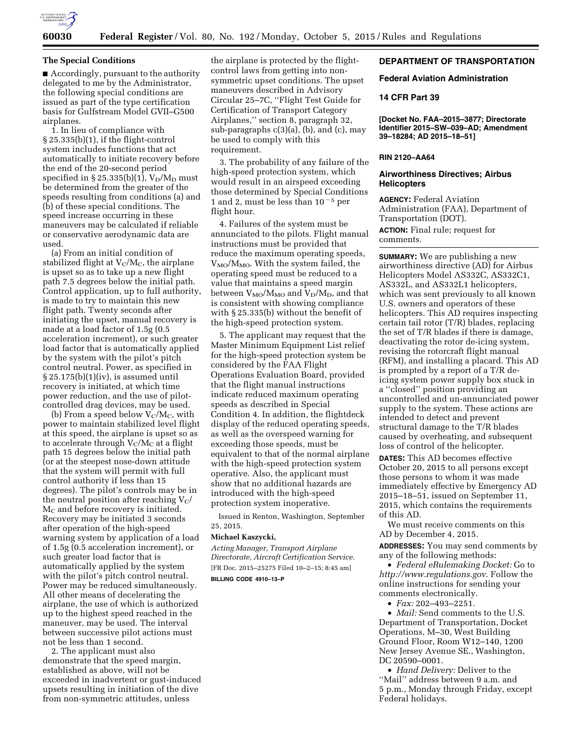### The Special Conditions

■ Accordingly, pursuant to the authority delegated to me by the Administrator, the following special conditions are issued as part of the type certification basis for Gulfstream Model GVII–G500 airplanes.

1. In lieu of compliance with § 25.335(b)(1), if the flight-control system includes functions that act automatically to initiate recovery before the end of the 20-second period specified in § 25.335(b)(1), $V_D/M_D$ must be determined from the greater of the speeds resulting from conditions (a) and (b) of these special conditions. The speed increase occurring in these maneuvers may be calculated if reliable or conservative aerodynamic data are used.

(a) From an initial condition of stabilized flight at $V_C/M_C$, the airplane is upset so as to take up a new flight path 7.5 degrees below the initial path. Control application, up to full authority, is made to try to maintain this new flight path. Twenty seconds after initiating the upset, manual recovery is made at a load factor of 1.5g (0.5 acceleration increment), or such greater load factor that is automatically applied by the system with the pilot's pitch control neutral. Power, as specified in § 25.175(b)(1)(iv), is assumed until recovery is initiated, at which time power reduction, and the use of pilot-controlled drag devices, may be used.

(b) From a speed below $V_C/M_C$, with power to maintain stabilized level flight at this speed, the airplane is upset so as to accelerate through $V_C/M_C$ at a flight path 15 degrees below the initial path (or at the steepest nose-down attitude that the system will permit with full control authority if less than 15 degrees). The pilot's controls may be in the neutral position after reaching $V_C/M_C$ and before recovery is initiated. Recovery may be initiated 3 seconds after operation of the high-speed warning system by application of a load of 1.5g (0.5 acceleration increment), or such greater load factor that is automatically applied by the system with the pilot's pitch control neutral. Power may be reduced simultaneously. All other means of decelerating the airplane, the use of which is authorized up to the highest speed reached in the maneuver, may be used. The interval between successive pilot actions must not be less than 1 second.

2. The applicant must also demonstrate that the speed margin, established as above, will not be exceeded in inadvertent or gust-induced upsets resulting in initiation of the dive from non-symmetric attitudes, unless the airplane is protected by the flight-control laws from getting into non-symmetric upset conditions. The upset maneuvers described in Advisory Circular 25–7C, "Flight Test Guide for Certification of Transport Category Airplanes," section 8, paragraph 32, sub-paragraphs c(3)(a), (b), and (c), may be used to comply with this requirement.

3. The probability of any failure of the high-speed protection system, which would result in an airspeed exceeding those determined by Special Conditions 1 and 2, must be less than $10^{-5}$ per flight hour.

4. Failures of the system must be annunciated to the pilots. Flight manual instructions must be provided that reduce the maximum operating speeds, $V_{MO}/M_{MO}$. With the system failed, the operating speed must be reduced to a value that maintains a speed margin between $V_{MO}/M_{MO}$ and $V_D/M_D$, and that is consistent with showing compliance with § 25.335(b) without the benefit of the high-speed protection system.

5. The applicant may request that the Master Minimum Equipment List relief for the high-speed protection system be considered by the FAA Flight Operations Evaluation Board, provided that the flight manual instructions indicate reduced maximum operating speeds as described in Special Condition 4. In addition, the flightdeck display of the reduced operating speeds, as well as the overspeed warning for exceeding those speeds, must be equivalent to that of the normal airplane with the high-speed protection system operative. Also, the applicant must show that no additional hazards are introduced with the high-speed protection system inoperative.

Issued in Renton, Washington, September 25, 2015.

**Michael Kaszycki,**

*Acting Manager, Transport Airplane Directorate, Aircraft Certification Service.*

[FR Doc. 2015–25275 Filed 10–2–15; 8:45 am]

**BILLING CODE 4910–13–P**

## DEPARTMENT OF TRANSPORTATION

### Federal Aviation Administration

### 14 CFR Part 39

**[Docket No. FAA–2015–3877; Directorate Identifier 2015–SW–039–AD; Amendment 39–18284; AD 2015–18–51]**

**RIN 2120–AA64**

### Airworthiness Directives; Airbus Helicopters

**AGENCY:** Federal Aviation Administration (FAA), Department of Transportation (DOT).

**ACTION:** Final rule; request for comments.

**SUMMARY:** We are publishing a new airworthiness directive (AD) for Airbus Helicopters Model AS332C, AS332C1, AS332L, and AS332L1 helicopters, which was sent previously to all known U.S. owners and operators of these helicopters. This AD requires inspecting certain tail rotor (T/R) blades, replacing the set of T/R blades if there is damage, deactivating the rotor de-icing system, revising the rotorcraft flight manual (RFM), and installing a placard. This AD is prompted by a report of a T/R de-icing system power supply box stuck in a "closed" position providing an uncontrolled and un-annunciated power supply to the system. These actions are intended to detect and prevent structural damage to the T/R blades caused by overheating, and subsequent loss of control of the helicopter.

**DATES:** This AD becomes effective October 20, 2015 to all persons except those persons to whom it was made immediately effective by Emergency AD 2015–18–51, issued on September 11, 2015, which contains the requirements of this AD.

We must receive comments on this AD by December 4, 2015.

**ADDRESSES:** You may send comments by any of the following methods:

- *Federal eRulemaking Docket:* Go to *http://www.regulations.gov*. Follow the online instructions for sending your comments electronically.
- *Fax:* 202–493–2251.
- *Mail:* Send comments to the U.S. Department of Transportation, Docket Operations, M–30, West Building Ground Floor, Room W12–140, 1200 New Jersey Avenue SE., Washington, DC 20590–0001.
- *Hand Delivery:* Deliver to the "Mail" address between 9 a.m. and 5 p.m., Monday through Friday, except Federal holidays.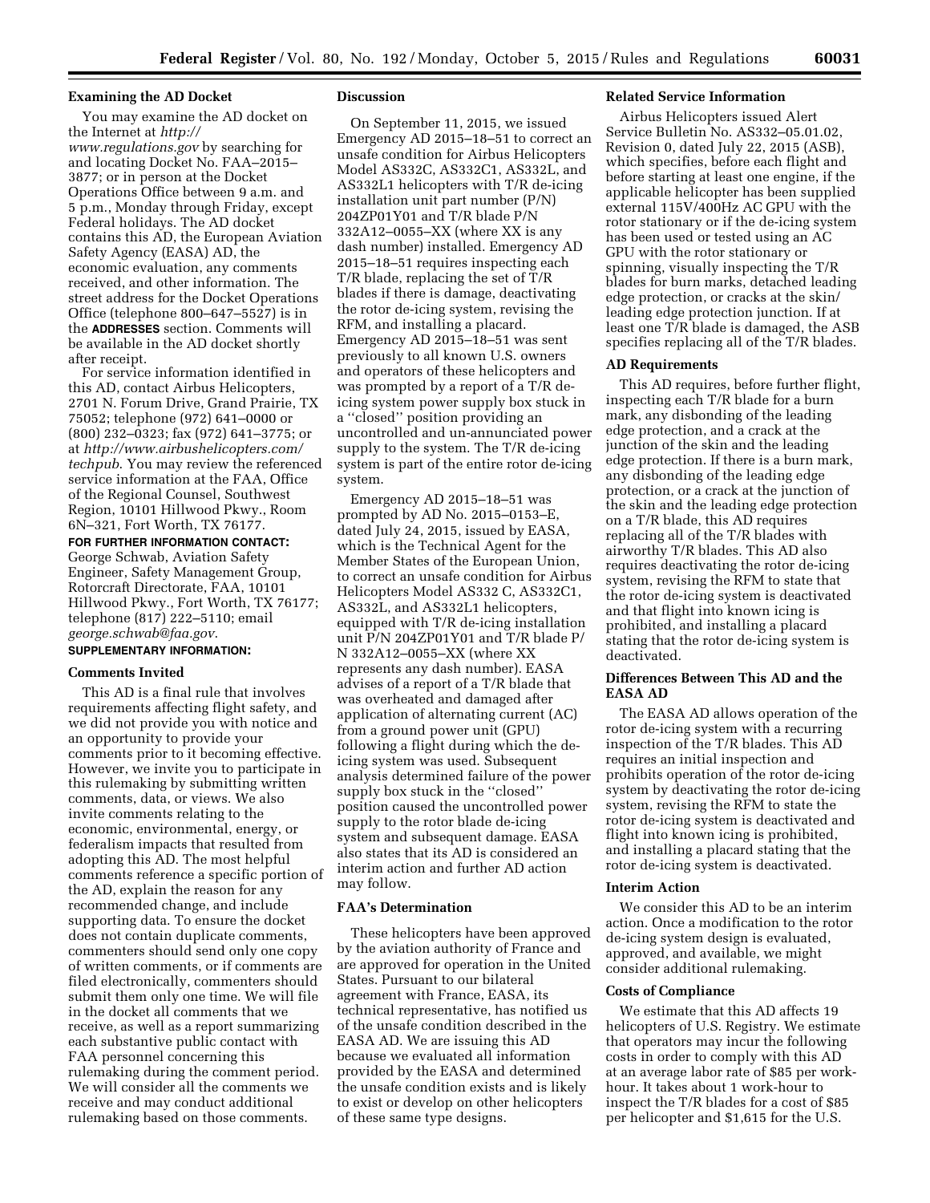### Examining the AD Docket

You may examine the AD docket on the Internet at *http://www.regulations.gov* by searching for and locating Docket No. FAA–2015–3877; or in person at the Docket Operations Office between 9 a.m. and 5 p.m., Monday through Friday, except Federal holidays. The AD docket contains this AD, the European Aviation Safety Agency (EASA) AD, the economic evaluation, any comments received, and other information. The street address for the Docket Operations Office (telephone 800–647–5527) is in the **ADDRESSES** section. Comments will be available in the AD docket shortly after receipt.

For service information identified in this AD, contact Airbus Helicopters, 2701 N. Forum Drive, Grand Prairie, TX 75052; telephone (972) 641–0000 or (800) 232–0323; fax (972) 641–3775; or at *http://www.airbushelicopters.com/techpub*. You may review the referenced service information at the FAA, Office of the Regional Counsel, Southwest Region, 10101 Hillwood Pkwy., Room 6N–321, Fort Worth, TX 76177.

**FOR FURTHER INFORMATION CONTACT:** George Schwab, Aviation Safety Engineer, Safety Management Group, Rotorcraft Directorate, FAA, 10101 Hillwood Pkwy., Fort Worth, TX 76177; telephone (817) 222–5110; email *george.schwab@faa.gov*.

**SUPPLEMENTARY INFORMATION:**

### Comments Invited

This AD is a final rule that involves requirements affecting flight safety, and we did not provide you with notice and an opportunity to provide your comments prior to it becoming effective. However, we invite you to participate in this rulemaking by submitting written comments, data, or views. We also invite comments relating to the economic, environmental, energy, or federalism impacts that resulted from adopting this AD. The most helpful comments reference a specific portion of the AD, explain the reason for any recommended change, and include supporting data. To ensure the docket does not contain duplicate comments, commenters should send only one copy of written comments, or if comments are filed electronically, commenters should submit them only one time. We will file in the docket all comments that we receive, as well as a report summarizing each substantive public contact with FAA personnel concerning this rulemaking during the comment period. We will consider all the comments we receive and may conduct additional rulemaking based on those comments.

### Discussion

On September 11, 2015, we issued Emergency AD 2015–18–51 to correct an unsafe condition for Airbus Helicopters Model AS332C, AS332C1, AS332L, and AS332L1 helicopters with T/R de-icing installation unit part number (P/N) 204ZP01Y01 and T/R blade P/N 332A12–0055–XX (where XX is any dash number) installed. Emergency AD 2015–18–51 requires inspecting each T/R blade, replacing the set of T/R blades if there is damage, deactivating the rotor de-icing, revising the RFM, and installing a placard. Emergency AD 2015–18–51 was sent previously to all known U.S. owners and operators of these helicopters and was prompted by a report of a T/R de-icing system power supply box stuck in a ''closed'' position providing an uncontrolled and un-annunciated power supply to the system. The T/R de-icing system is part of the entire rotor de-icing system.

Emergency AD 2015–18–51 was prompted by AD No. 2015–0153–E, dated July 24, 2015, issued by EASA, which is the Technical Agent for the Member States of the European Union, to correct an unsafe condition for Airbus Helicopters Model AS332 C, AS332C1, AS332L, and AS332L1 helicopters, equipped with T/R de-icing installation unit P/N 204ZP01Y01 and T/R blade P/N 332A12–0055–XX (where XX represents any dash number). EASA advises of a report of a T/R blade that was overheated and damaged after application of alternating current (AC) from a ground power unit (GPU) following a flight during which the de-icing system was used. Subsequent analysis determined failure of the power supply box stuck in the ''closed'' position caused the uncontrolled power supply to the rotor blade de-icing system and subsequent damage. EASA also states that its AD is considered an interim action and further AD action may follow.

### FAA's Determination

These helicopters have been approved by the aviation authority of France and are approved for operation in the United States. Pursuant to our bilateral agreement with France, EASA, its technical representative, has notified us of the unsafe condition described in the EASA AD. We are issuing this AD because we evaluated all information provided by the EASA and determined the unsafe condition exists and is likely to exist or develop on other helicopters of these same type designs.

### Related Service Information

Airbus Helicopters issued Alert Service Bulletin No. AS332–05.01.02, Revision 0, dated July 22, 2015 (ASB), which specifies, before each flight and before starting at least one engine, if the applicable helicopter has been supplied external 115V/400Hz AC GPU with the rotor stationary or if the de-icing system has been used or tested using an AC GPU with the rotor stationary or spinning, visually inspecting the T/R blades for burn marks, detached leading edge protection, or cracks at the skin/leading edge protection junction. If at least one T/R blade is damaged, the ASB specifies replacing all of the T/R blades.

### AD Requirements

This AD requires, before further flight, inspecting each T/R blade for a burn mark, any disbonding of the leading edge protection, and a crack at the junction of the skin and the leading edge protection. If there is a burn mark, any disbonding of the leading edge protection, or a crack at the junction of the skin and the leading edge protection on a T/R blade, this AD requires replacing all of the T/R blades with airworthy T/R blades. This AD also requires deactivating the rotor de-icing system, revising the RFM to state that the rotor de-icing system is deactivated and that flight into known icing is prohibited, and installing a placard stating that the rotor de-icing system is deactivated.

### Differences Between This AD and the EASA AD

The EASA AD allows operation of the rotor de-icing system with a recurring inspection of the T/R blades. This AD requires an initial inspection and prohibits operation of the rotor de-icing system by deactivating the rotor de-icing system, revising the RFM to state the rotor de-icing system is deactivated and flight into known icing is prohibited, and installing a placard stating that the rotor de-icing system is deactivated.

### Interim Action

We consider this AD to be an interim action. Once a modification to the rotor de-icing system design is evaluated, approved, and available, we might consider additional rulemaking.

### Costs of Compliance

We estimate that this AD affects 19 helicopters of U.S. Registry. We estimate that operators may incur the following costs in order to comply with this AD at an average labor rate of $85 per work-hour. It takes about 1 work-hour to inspect the T/R blades for a cost of $85 per helicopter and $1,615 for the U.S.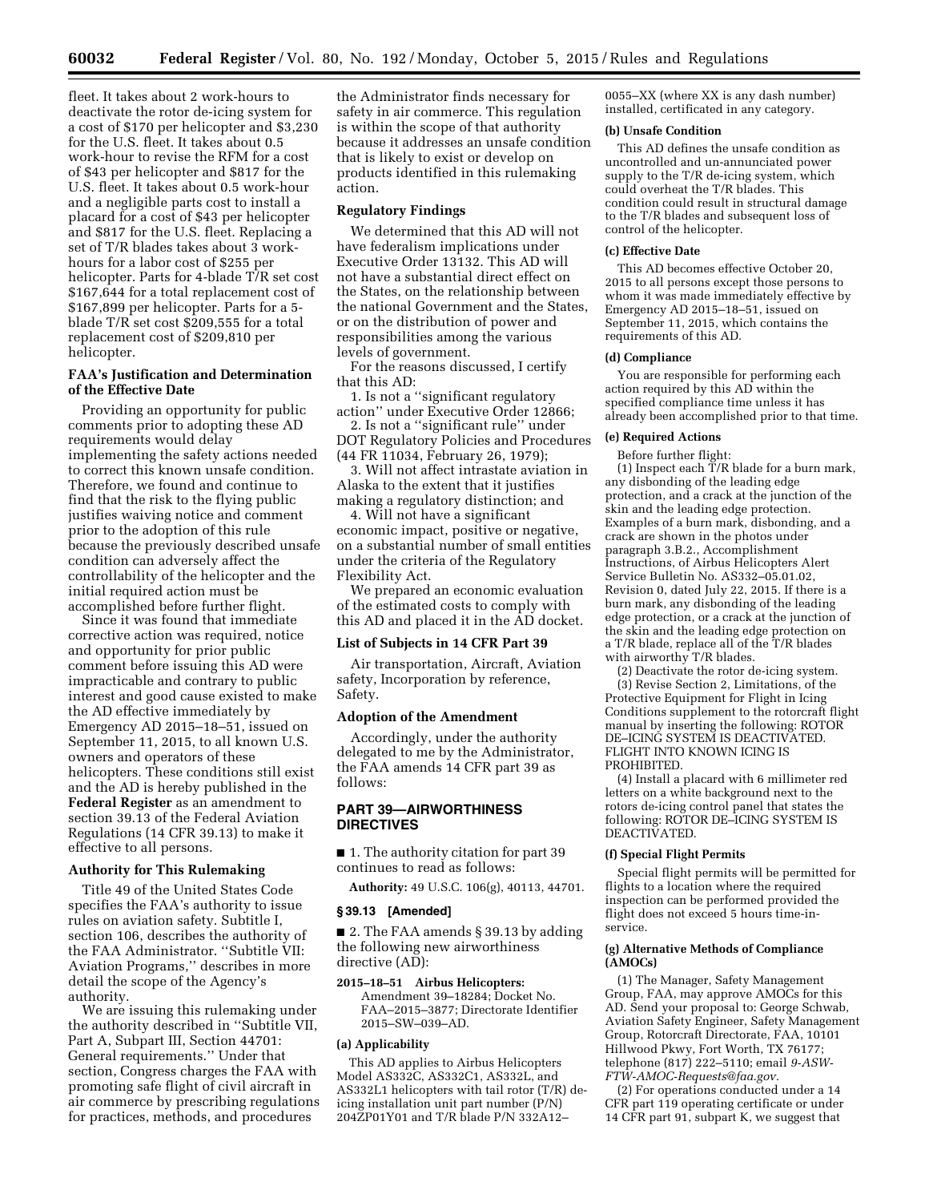fleet. It takes about 2 work-hours to deactivate the rotor de-icing system for a cost of $170 per helicopter and $3,230 for the U.S. fleet. It takes about 0.5 work-hour to revise the RFM for a cost of $43 per helicopter and $817 for the U.S. fleet. It takes about 0.5 work-hour and a negligible parts cost to install a placard for a cost of $43 per helicopter and $817 for the U.S. fleet. Replacing a set of T/R blades takes about 3 work-hours for a labor cost of $255 per helicopter. Parts for 4-blade T/R set cost $167,644 for a total replacement cost of $167,899 per helicopter. Parts for a 5-blade T/R set cost $209,555 for a total replacement cost of $209,810 per helicopter.

### FAA's Justification and Determination of the Effective Date

Providing an opportunity for public comments prior to adopting these AD requirements would delay implementing the safety actions needed to correct this known unsafe condition. Therefore, we found and continue to find that the risk to the flying public justifies waiving notice and comment prior to the adoption of this rule because the previously described unsafe condition can adversely affect the controllability of the helicopter and the initial required action must be accomplished before further flight.

Since it was found that immediate corrective action was required, notice and opportunity for prior public comment before issuing this AD were impracticable and contrary to public interest and good cause existed to make the AD effective immediately by Emergency AD 2015–18–51, issued on September 11, 2015, to all known U.S. owners and operators of these helicopters. These conditions still exist and the AD is hereby published in the **Federal Register** as an amendment to section 39.13 of the Federal Aviation Regulations (14 CFR 39.13) to make it effective to all persons.

### Authority for This Rulemaking

Title 49 of the United States Code specifies the FAA's authority to issue rules on aviation safety. Subtitle I, section 106, describes the authority of the FAA Administrator. "Subtitle VII: Aviation Programs," describes in more detail the scope of the Agency's authority.

We are issuing this rulemaking under the authority described in "Subtitle VII, Part A, Subpart III, Section 44701: General requirements." Under that section, Congress charges the FAA with promoting safe flight of civil aircraft in air commerce by prescribing regulations for practices, methods, and procedures the Administrator finds necessary for safety in air commerce. This regulation is within the scope of that authority because it addresses an unsafe condition that is likely to exist or develop on products identified in this rulemaking action.

### Regulatory Findings

We determined that this AD will not have federalism implications under Executive Order 13132. This AD will not have a substantial direct effect on the States, on the relationship between the national Government and the States, or on the distribution of power and responsibilities among the various levels of government.

For the reasons discussed, I certify that this AD:

1. Is not a "significant regulatory action" under Executive Order 12866;
2. Is not a "significant rule" under DOT Regulatory Policies and Procedures (44 FR 11034, February 26, 1979);
3. Will not affect intrastate aviation in Alaska to the extent that it justifies making a regulatory distinction; and
4. Will not have a significant economic impact, positive or negative, on a substantial number of small entities under the criteria of the Regulatory Flexibility Act.

We prepared an economic evaluation of the estimated costs to comply with this AD and placed it in the AD docket.

### List of Subjects in 14 CFR Part 39

Air transportation, Aircraft, Aviation safety, Incorporation by reference, Safety.

### Adoption of the Amendment

Accordingly, under the authority delegated to me by the Administrator, the FAA amends 14 CFR part 39 as follows:

## PART 39—AIRWORTHINESS DIRECTIVES

■ 1. The authority citation for part 39 continues to read as follows:

**Authority:** 49 U.S.C. 106(g), 40113, 44701.

### § 39.13 [Amended]

■ 2. The FAA amends § 39.13 by adding the following new airworthiness directive (AD):

**2015–18–51 Airbus Helicopters:** Amendment 39–18284; Docket No. FAA–2015–3877; Directorate Identifier 2015–SW–039–AD.

**(a) Applicability**

This AD applies to Airbus Helicopters Model AS332C, AS332C1, AS332L, and AS332L1 helicopters with tail rotor (T/R) de-icing installation unit part number (P/N) 204ZP01Y01 and T/R blade P/N 332A12–0055–XX (where XX is any dash number) installed, certificated in any category.

**(b) Unsafe Condition**

This AD defines the unsafe condition as uncontrolled and un-annunciated power supply to the T/R de-icing system, which could overheat the T/R blades. This condition could result in structural damage to the T/R blades and subsequent loss of control of the helicopter.

**(c) Effective Date**

This AD becomes effective October 20, 2015 to all persons except those persons to whom it was made immediately effective by Emergency AD 2015–18–51, issued on September 11, 2015, which contains the requirements of this AD.

**(d) Compliance**

You are responsible for performing each action required by this AD within the specified compliance time unless it has already been accomplished prior to that time.

**(e) Required Actions**

Before further flight:

(1) Inspect each T/R blade for a burn mark, any disbonding of the leading edge protection, and a crack at the junction of the skin and the leading edge protection. Examples of a burn mark, disbonding, and a crack are shown in the photos under paragraph 3.B.2., Accomplishment Instructions, of Airbus Helicopters Alert Service Bulletin No. AS332–05.01.02, Revision 0, dated July 22, 2015. If there is a burn mark, any disbonding of the leading edge protection, or a crack at the junction of the skin and the leading edge protection on a T/R blade, replace all of the T/R blades with airworthy T/R blades.

(2) Deactivate the rotor de-icing system.

(3) Revise Section 2, Limitations, of the Protective Equipment for Flight in Icing Conditions supplement to the rotorcraft flight manual by inserting the following: ROTOR DE–ICING SYSTEM IS DEACTIVATED. FLIGHT INTO KNOWN ICING IS PROHIBITED.

(4) Install a placard with 6 millimeter red letters on a white background next to the rotors de-icing control panel that states the following: ROTOR DE–ICING SYSTEM IS DEACTIVATED.

**(f) Special Flight Permits**

Special flight permits will be permitted for flights to a location where the required inspection can be performed provided the flight does not exceed 5 hours time-in-service.

**(g) Alternative Methods of Compliance (AMOCs)**

(1) The Manager, Safety Management Group, FAA, may approve AMOCs for this AD. Send your proposal to: George Schwab, Aviation Safety Engineer, Safety Management Group, Rotorcraft Directorate, FAA, 10101 Hillwood Pkwy, Fort Worth, TX 76177; telephone (817) 222–5110; email *9-ASW-FTW-AMOC-Requests@faa.gov.*

(2) For operations conducted under a 14 CFR part 119 operating certificate or under 14 CFR part 91, subpart K, we suggest that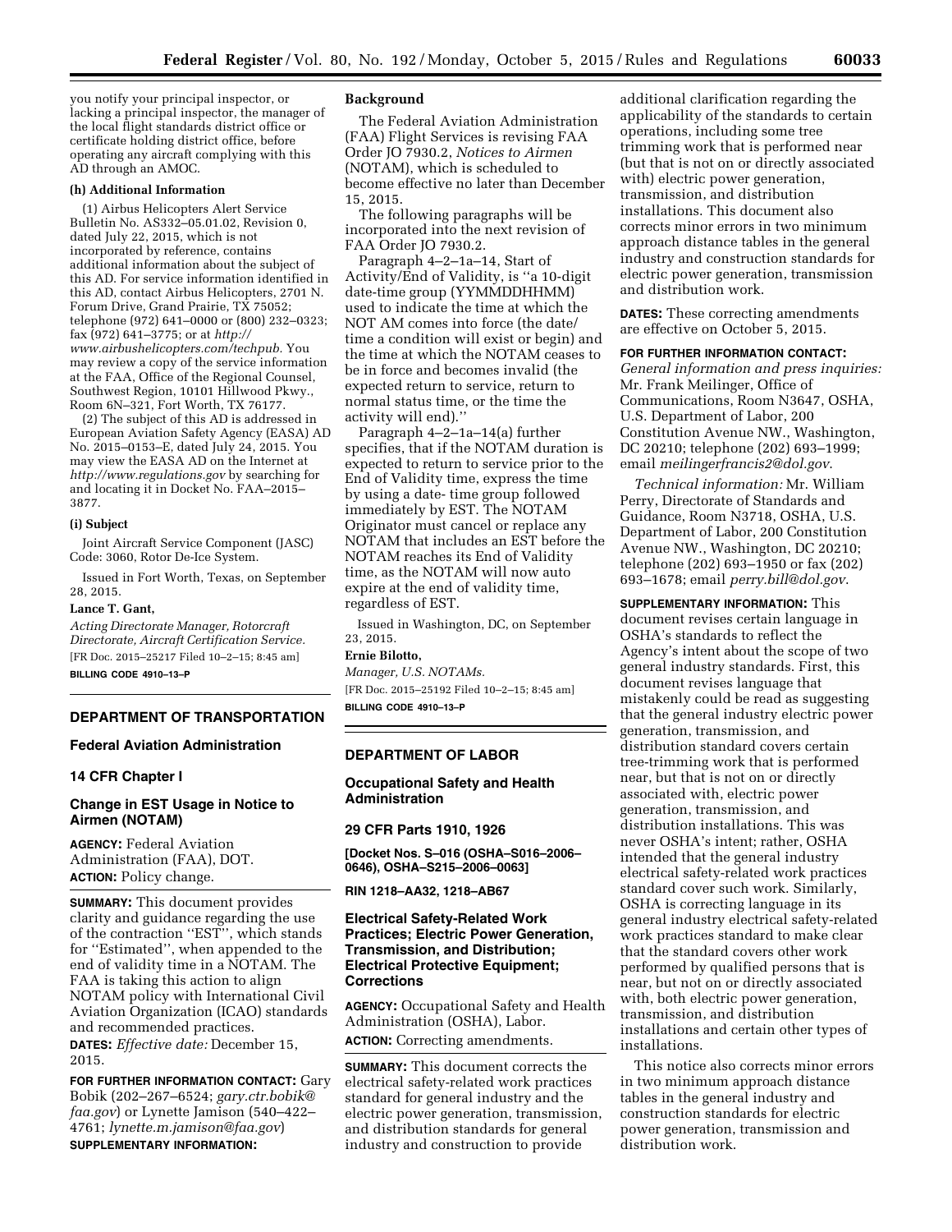you notify your principal inspector, or lacking a principal inspector, the manager of the local flight standards district office or certificate holding district office, before operating any aircraft complying with this AD through an AMOC.

**(h) Additional Information**

(1) Airbus Helicopters Alert Service Bulletin No. AS332–05.01.02, Revision 0, dated July 22, 2015, which is not incorporated by reference, contains additional information about the subject of this AD. For service information identified in this AD, contact Airbus Helicopters, 2701 N. Forum Drive, Grand Prairie, TX 75052; telephone (972) 641–0000 or (800) 232–0323; fax (972) 641–3775; or at *http://www.airbushelicopters.com/techpub.* You may review a copy of the service information at the FAA, Office of the Regional Counsel, Southwest Region, 10101 Hillwood Pkwy., Room 6N–321, Fort Worth, TX 76177.

(2) The subject of this AD is addressed in European Aviation Safety Agency (EASA) AD No. 2015–0153–E, dated July 24, 2015. You may view the EASA AD on the Internet at *http://www.regulations.gov* by searching for and locating it in Docket No. FAA–2015–3877.

**(i) Subject**

Joint Aircraft Service Component (JASC) Code: 3060, Rotor De-Ice System.

Issued in Fort Worth, Texas, on September 28, 2015.

**Lance T. Gant,**

*Acting Directorate Manager, Rotorcraft Directorate, Aircraft Certification Service.*

[FR Doc. 2015–25217 Filed 10–2–15; 8:45 am]

**BILLING CODE 4910–13–P**

## DEPARTMENT OF TRANSPORTATION

### Federal Aviation Administration

### 14 CFR Chapter I

### Change in EST Usage in Notice to Airmen (NOTAM)

**AGENCY:** Federal Aviation Administration (FAA), DOT.

**ACTION:** Policy change.

**SUMMARY:** This document provides clarity and guidance regarding the use of the contraction ''EST'', which stands for ''Estimated'', when appended to the end of validity time in a NOTAM. The FAA is taking this action to align NOTAM policy with International Civil Aviation Organization (ICAO) standards and recommended practices.

**DATES:** *Effective date:* December 15, 2015.

**FOR FURTHER INFORMATION CONTACT:** Gary Bobik (202–267–6524; *gary.ctr.bobik@faa.gov*) or Lynette Jamison (540–422–4761; *lynette.m.jamison@faa.gov*)

**SUPPLEMENTARY INFORMATION:**

**Background**

The Federal Aviation Administration (FAA) Flight Services is revising FAA Order JO 7930.2, *Notices to Airmen* (NOTAM), which is scheduled to become effective no later than December 15, 2015.

The following paragraphs will be incorporated into the next revision of FAA Order JO 7930.2.

Paragraph 4–2–1a–14, Start of Activity/End of Validity, is ''a 10-digit date-time group (YYMMDDHHMM) used to indicate the time at which the NOT AM comes into force (the date/time a condition will exist or begin) and the time at which the NOTAM ceases to be in force and becomes invalid (the expected return to service, return to normal status time, or the time the activity will end).''

Paragraph 4–2–1a–14(a) further specifies, that if the NOTAM duration is expected to return to service prior to the End of Validity time, express the time by using a date- time group followed immediately by EST. The NOTAM Originator must cancel or replace any NOTAM that includes an EST before the NOTAM reaches its End of Validity time, as the NOTAM will now auto expire at the end of validity time, regardless of EST.

Issued in Washington, DC, on September 23, 2015.

**Ernie Bilotto,**

*Manager, U.S. NOTAMs.*

[FR Doc. 2015–25192 Filed 10–2–15; 8:45 am]

**BILLING CODE 4910–13–P**

## DEPARTMENT OF LABOR

### Occupational Safety and Health Administration

### 29 CFR Parts 1910, 1926

**[Docket Nos. S–016 (OSHA–S016–2006–0646), OSHA–S215–2006–0063]**

**RIN 1218–AA32, 1218–AB67**

### Electrical Safety-Related Work Practices; Electric Power Generation, Transmission, and Distribution; Electrical Protective Equipment; Corrections

**AGENCY:** Occupational Safety and Health Administration (OSHA), Labor.

**ACTION:** Correcting amendments.

**SUMMARY:** This document corrects the electrical safety-related work practices standard for general industry and the electric power generation, transmission, and distribution standards for general industry and construction to provide additional clarification regarding the applicability of the standards to certain operations, including some tree trimming work that is performed near (but that is not on or directly associated with) electric power generation, transmission, and distribution installations. This document also corrects minor errors in two minimum approach distance tables in the general industry and construction standards for electric power generation, transmission and distribution work.

**DATES:** These correcting amendments are effective on October 5, 2015.

**FOR FURTHER INFORMATION CONTACT:** *General information and press inquiries:* Mr. Frank Meilinger, Office of Communications, Room N3647, OSHA, U.S. Department of Labor, 200 Constitution Avenue NW., Washington, DC 20210; telephone (202) 693–1999; email *meilingerfrancis2@dol.gov*.

*Technical information:* Mr. William Perry, Directorate of Standards and Guidance, Room N3718, OSHA, U.S. Department of Labor, 200 Constitution Avenue NW., Washington, DC 20210; telephone (202) 693–1950 or fax (202) 693–1678; email *perry.bill@dol.gov*.

**SUPPLEMENTARY INFORMATION:** This document revises certain language in OSHA's standards to reflect the Agency's intent about the scope of two general industry standards. First, this document revises language that mistakenly could be read as suggesting that the general industry electric power generation, transmission, and distribution standard covers certain tree-trimming work that is performed near, but that is not on or directly associated with, electric power generation, transmission, and distribution installations. This was never OSHA's intent; rather, OSHA intended that the general industry electrical safety-related work practices standard cover such work. Similarly, OSHA is correcting language in its general industry electrical safety-related work practices standard to make clear that the standard covers other work performed by qualified persons that is near, but not on or directly associated with, both electric power generation, transmission, and distribution installations and certain other types of installations.

This notice also corrects minor errors in two minimum approach distance tables in the general industry and construction standards for electric power generation, transmission and distribution work.